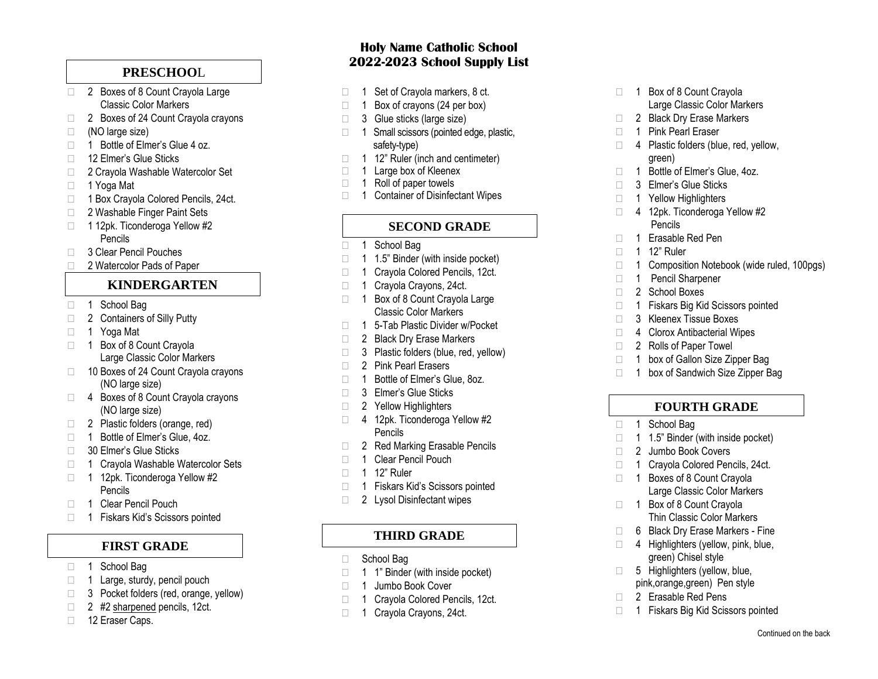# Holy Name Catholic School
## 2022-2023 School Supply List

## PRESCHOOL

- 2 Boxes of 8 Count Crayola Large Classic Color Markers
- 2 Boxes of 24 Count Crayola crayons
- (NO large size)
- 1 Bottle of Elmer's Glue 4 oz.
- 12 Elmer's Glue Sticks
- 2 Crayola Washable Watercolor Set
- 1 Yoga Mat
- 1 Box Crayola Colored Pencils, 24ct.
- 2 Washable Finger Paint Sets
- 1 12pk. Ticonderoga Yellow #2 Pencils
- 3 Clear Pencil Pouches
- 2 Watercolor Pads of Paper

## KINDERGARTEN

- 1 School Bag
- 2 Containers of Silly Putty
- 1 Yoga Mat
- 1 Box of 8 Count Crayola Large Classic Color Markers
- 10 Boxes of 24 Count Crayola crayons (NO large size)
- 4 Boxes of 8 Count Crayola crayons (NO large size)
- 2 Plastic folders (orange, red)
- 1 Bottle of Elmer's Glue, 4oz.
- 30 Elmer's Glue Sticks
- 1 Crayola Washable Watercolor Sets
- 1 12pk. Ticonderoga Yellow #2 Pencils
- 1 Clear Pencil Pouch
- 1 Fiskars Kid's Scissors pointed

## FIRST GRADE

- 1 School Bag
- 1 Large, sturdy, pencil pouch
- 3 Pocket folders (red, orange, yellow)
- 2 #2 sharpened pencils, 12ct.
- 12 Eraser Caps.
- 1 Set of Crayola markers, 8 ct.
- 1 Box of crayons (24 per box)
- 3 Glue sticks (large size)
- 1 Small scissors (pointed edge, plastic, safety-type)
- 1 12" Ruler (inch and centimeter)
- 1 Large box of Kleenex
- 1 Roll of paper towels
- 1 Container of Disinfectant Wipes

## SECOND GRADE

- 1 School Bag
- 1 1.5" Binder (with inside pocket)
- 1 Crayola Colored Pencils, 12ct.
- 1 Crayola Crayons, 24ct.
- 1 Box of 8 Count Crayola Large Classic Color Markers
- 1 5-Tab Plastic Divider w/Pocket
- 2 Black Dry Erase Markers
- 3 Plastic folders (blue, red, yellow)
- 2 Pink Pearl Erasers
- 1 Bottle of Elmer's Glue, 8oz.
- 3 Elmer's Glue Sticks
- 2 Yellow Highlighters
- 4 12pk. Ticonderoga Yellow #2 Pencils
- 2 Red Marking Erasable Pencils
- 1 Clear Pencil Pouch
- 1 12" Ruler
- 1 Fiskars Kid's Scissors pointed
- 2 Lysol Disinfectant wipes

## THIRD GRADE

- School Bag
- 1 1" Binder (with inside pocket)
- 1 Jumbo Book Cover
- 1 Crayola Colored Pencils, 12ct.
- 1 Crayola Crayons, 24ct.
- 1 Box of 8 Count Crayola Large Classic Color Markers
- 2 Black Dry Erase Markers
- 1 Pink Pearl Eraser
- 4 Plastic folders (blue, red, yellow, green)
- 1 Bottle of Elmer's Glue, 4oz.
- 3 Elmer's Glue Sticks
- 1 Yellow Highlighters
- 4 12pk. Ticonderoga Yellow #2 Pencils
- 1 Erasable Red Pen
- 1 12" Ruler
- 1 Composition Notebook (wide ruled, 100pgs)
- 1 Pencil Sharpener
- 2 School Boxes
- 1 Fiskars Big Kid Scissors pointed
- 3 Kleenex Tissue Boxes
- 4 Clorox Antibacterial Wipes
- 2 Rolls of Paper Towel
- 1 box of Gallon Size Zipper Bag
- 1 box of Sandwich Size Zipper Bag

## FOURTH GRADE

- 1 School Bag
- 1 1.5" Binder (with inside pocket)
- 2 Jumbo Book Covers
- 1 Crayola Colored Pencils, 24ct.
- 1 Boxes of 8 Count Crayola Large Classic Color Markers
- 1 Box of 8 Count Crayola Thin Classic Color Markers
- 6 Black Dry Erase Markers - Fine
- 4 Highlighters (yellow, pink, blue, green) Chisel style
- 5 Highlighters (yellow, blue, pink,orange,green) Pen style
- 2 Erasable Red Pens
- 1 Fiskars Big Kid Scissors pointed

Continued on the back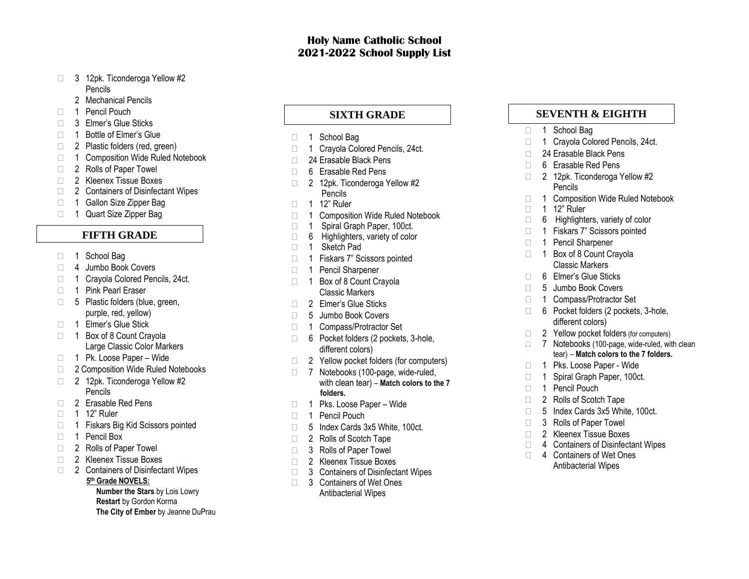# Holy Name Catholic School
# 2021-2022 School Supply List

- 3 12pk. Ticonderoga Yellow #2 Pencils
- 2 Mechanical Pencils
- 1 Pencil Pouch
- 3 Elmer's Glue Sticks
- 1 Bottle of Elmer's Glue
- 2 Plastic folders (red, green)
- 1 Composition Wide Ruled Notebook
- 2 Rolls of Paper Towel
- 2 Kleenex Tissue Boxes
- 2 Containers of Disinfectant Wipes
- 1 Gallon Size Zipper Bag
- 1 Quart Size Zipper Bag

## FIFTH GRADE

- 1 School Bag
- 4 Jumbo Book Covers
- 1 Crayola Colored Pencils, 24ct.
- 1 Pink Pearl Eraser
- 5 Plastic folders (blue, green, purple, red, yellow)
- 1 Elmer's Glue Stick
- 1 Box of 8 Count Crayola Large Classic Color Markers
- 1 Pk. Loose Paper – Wide
- 2 Composition Wide Ruled Notebooks
- 2 12pk. Ticonderoga Yellow #2 Pencils
- 2 Erasable Red Pens
- 1 12" Ruler
- 1 Fiskars Big Kid Scissors pointed
- 1 Pencil Box
- 2 Rolls of Paper Towel
- 2 Kleenex Tissue Boxes
- 2 Containers of Disinfectant Wipes

**5th Grade NOVELS:**

**Number the Stars** by Lois Lowry
**Restart** by Gordon Korma
**The City of Ember** by Jeanne DuPrau

## SIXTH GRADE

- 1 School Bag
- 1 Crayola Colored Pencils, 24ct.
- 24 Erasable Black Pens
- 6 Erasable Red Pens
- 2 12pk. Ticonderoga Yellow #2 Pencils
- 1 12" Ruler
- 1 Composition Wide Ruled Notebook
- 1 Spiral Graph Paper, 100ct.
- 6 Highlighters, variety of color
- 1 Sketch Pad
- 1 Fiskars 7" Scissors pointed
- 1 Pencil Sharpener
- 1 Box of 8 Count Crayola Classic Markers
- 2 Elmer's Glue Sticks
- 5 Jumbo Book Covers
- 1 Compass/Protractor Set
- 6 Pocket folders (2 pockets, 3-hole, different colors)
- 2 Yellow pocket folders (for computers)
- 7 Notebooks (100-page, wide-ruled, with clean tear) – **Match colors to the 7 folders.**
- 1 Pks. Loose Paper – Wide
- 1 Pencil Pouch
- 5 Index Cards 3x5 White, 100ct.
- 2 Rolls of Scotch Tape
- 3 Rolls of Paper Towel
- 2 Kleenex Tissue Boxes
- 3 Containers of Disinfectant Wipes
- 3 Containers of Wet Ones Antibacterial Wipes

## SEVENTH & EIGHTH

- 1 School Bag
- 1 Crayola Colored Pencils, 24ct.
- 24 Erasable Black Pens
- 6 Erasable Red Pens
- 2 12pk. Ticonderoga Yellow #2 Pencils
- 1 Composition Wide Ruled Notebook
- 1 12" Ruler
- 6 Highlighters, variety of color
- 1 Fiskars 7" Scissors pointed
- 1 Pencil Sharpener
- 1 Box of 8 Count Crayola Classic Markers
- 6 Elmer's Glue Sticks
- 5 Jumbo Book Covers
- 1 Compass/Protractor Set
- 6 Pocket folders (2 pockets, 3-hole, different colors)
- 2 Yellow pocket folders (for computers)
- 7 Notebooks (100-page, wide-ruled, with clean tear) – **Match colors to the 7 folders.**
- 1 Pks. Loose Paper - Wide
- 1 Spiral Graph Paper, 100ct.
- 1 Pencil Pouch
- 2 Rolls of Scotch Tape
- 5 Index Cards 3x5 White, 100ct.
- 3 Rolls of Paper Towel
- 2 Kleenex Tissue Boxes
- 4 Containers of Disinfectant Wipes
- 4 Containers of Wet Ones Antibacterial Wipes